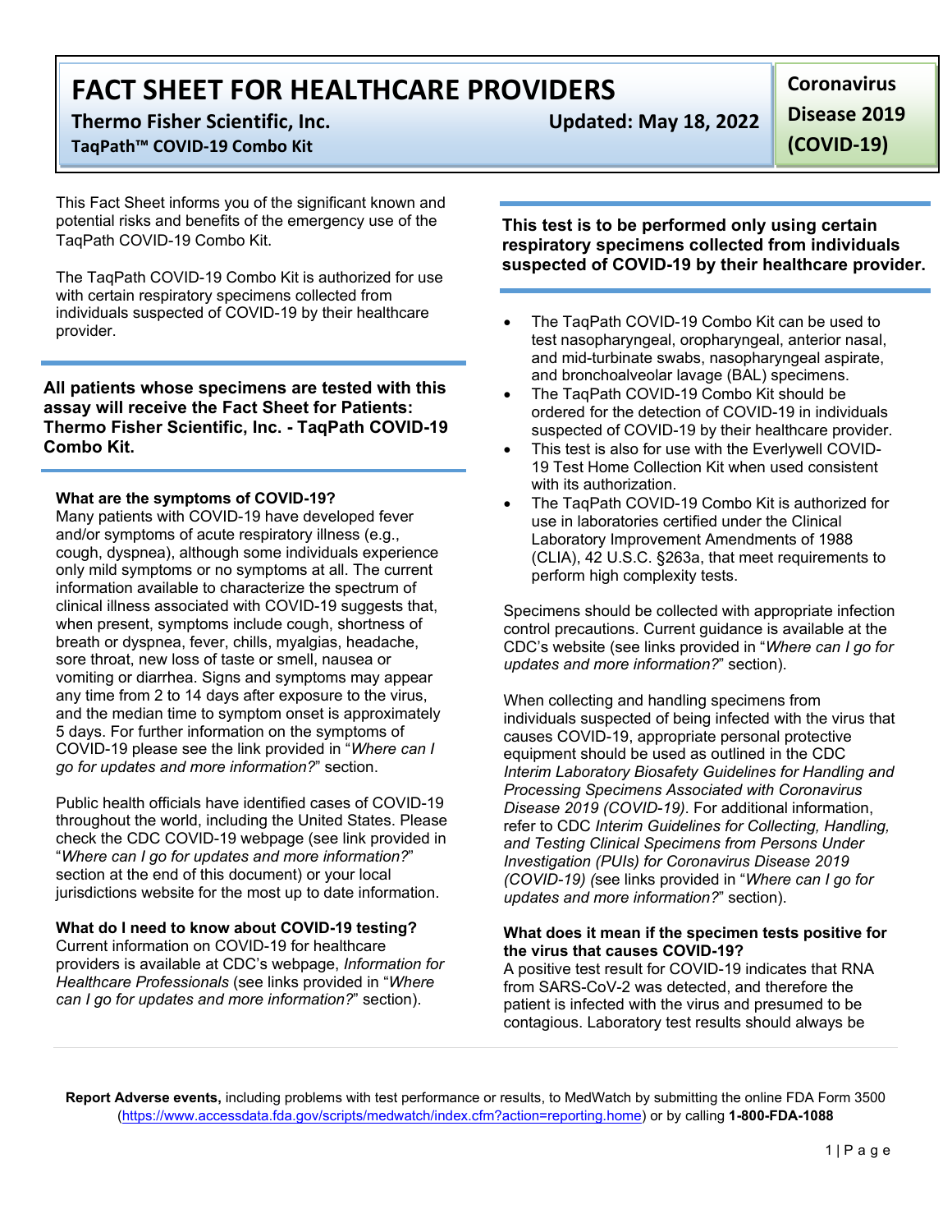# FACT SHEET FOR HEALTHCARE PROVIDERS

**Thermo Fisher Scientific, Inc.** **Updated: May 18, 2022**

**TaqPath™ COVID-19 Combo Kit**

**Coronavirus Disease 2019 (COVID-19)**

This Fact Sheet informs you of the significant known and potential risks and benefits of the emergency use of the TaqPath COVID-19 Combo Kit.

The TaqPath COVID-19 Combo Kit is authorized for use with certain respiratory specimens collected from individuals suspected of COVID-19 by their healthcare provider.

**All patients whose specimens are tested with this assay will receive the Fact Sheet for Patients: Thermo Fisher Scientific, Inc. - TaqPath COVID-19 Combo Kit.**

**What are the symptoms of COVID-19?**

Many patients with COVID-19 have developed fever and/or symptoms of acute respiratory illness (e.g., cough, dyspnea), although some individuals experience only mild symptoms or no symptoms at all. The current information available to characterize the spectrum of clinical illness associated with COVID-19 suggests that, when present, symptoms include cough, shortness of breath or dyspnea, fever, chills, myalgias, headache, sore throat, new loss of taste or smell, nausea or vomiting or diarrhea. Signs and symptoms may appear any time from 2 to 14 days after exposure to the virus, and the median time to symptom onset is approximately 5 days. For further information on the symptoms of COVID-19 please see the link provided in "*Where can I go for updates and more information?*" section.

Public health officials have identified cases of COVID-19 throughout the world, including the United States. Please check the CDC COVID-19 webpage (see link provided in "*Where can I go for updates and more information?*" section at the end of this document) or your local jurisdictions website for the most up to date information.

**What do I need to know about COVID-19 testing?**

Current information on COVID-19 for healthcare providers is available at CDC's webpage, *Information for Healthcare Professionals* (see links provided in "*Where can I go for updates and more information?*" section).

**This test is to be performed only using certain respiratory specimens collected from individuals suspected of COVID-19 by their healthcare provider.**

- The TaqPath COVID-19 Combo Kit can be used to test nasopharyngeal, oropharyngeal, anterior nasal, and mid-turbinate swabs, nasopharyngeal aspirate, and bronchoalveolar lavage (BAL) specimens.
- The TaqPath COVID-19 Combo Kit should be ordered for the detection of COVID-19 in individuals suspected of COVID-19 by their healthcare provider.
- This test is also for use with the Everlywell COVID-19 Test Home Collection Kit when used consistent with its authorization.
- The TaqPath COVID-19 Combo Kit is authorized for use in laboratories certified under the Clinical Laboratory Improvement Amendments of 1988 (CLIA), 42 U.S.C. §263a, that meet requirements to perform high complexity tests.

Specimens should be collected with appropriate infection control precautions. Current guidance is available at the CDC's website (see links provided in "*Where can I go for updates and more information?*" section).

When collecting and handling specimens from individuals suspected of being infected with the virus that causes COVID-19, appropriate personal protective equipment should be used as outlined in the CDC *Interim Laboratory Biosafety Guidelines for Handling and Processing Specimens Associated with Coronavirus Disease 2019 (COVID-19)*. For additional information, refer to CDC *Interim Guidelines for Collecting, Handling, and Testing Clinical Specimens from Persons Under Investigation (PUIs) for Coronavirus Disease 2019 (COVID-19)* (see links provided in "*Where can I go for updates and more information?*" section).

**What does it mean if the specimen tests positive for the virus that causes COVID-19?**

A positive test result for COVID-19 indicates that RNA from SARS-CoV-2 was detected, and therefore the patient is infected with the virus and presumed to be contagious. Laboratory test results should always be

**Report Adverse events,** including problems with test performance or results, to MedWatch by submitting the online FDA Form 3500 (https://www.accessdata.fda.gov/scripts/medwatch/index.cfm?action=reporting.home) or by calling **1-800-FDA-1088**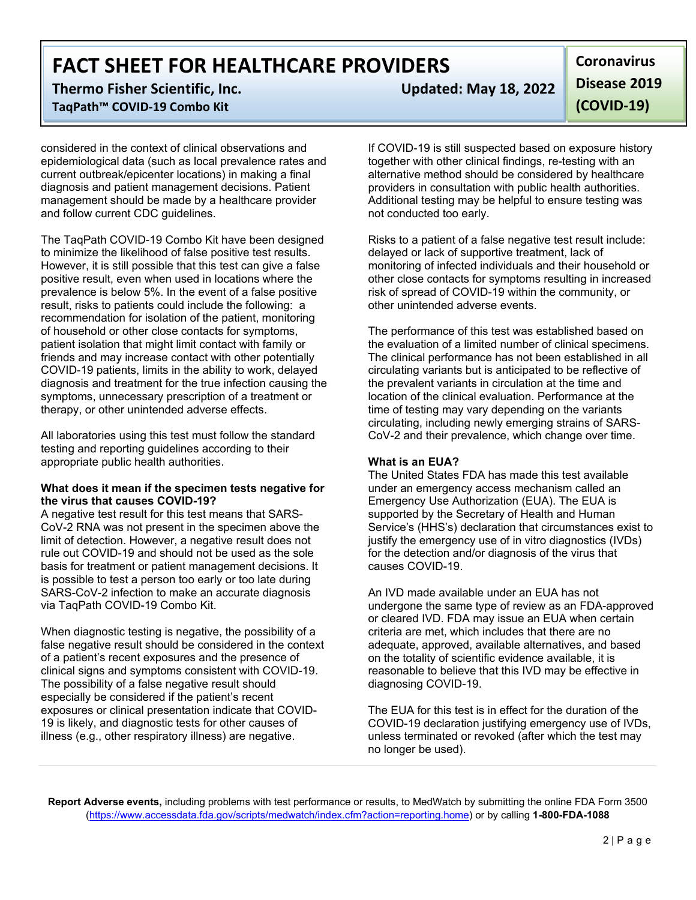considered in the context of clinical observations and epidemiological data (such as local prevalence rates and current outbreak/epicenter locations) in making a final diagnosis and patient management decisions. Patient management should be made by a healthcare provider and follow current CDC guidelines.

The TaqPath COVID-19 Combo Kit have been designed to minimize the likelihood of false positive test results. However, it is still possible that this test can give a false positive result, even when used in locations where the prevalence is below 5%. In the event of a false positive result, risks to patients could include the following: a recommendation for isolation of the patient, monitoring of household or other close contacts for symptoms, patient isolation that might limit contact with family or friends and may increase contact with other potentially COVID-19 patients, limits in the ability to work, delayed diagnosis and treatment for the true infection causing the symptoms, unnecessary prescription of a treatment or therapy, or other unintended adverse effects.

All laboratories using this test must follow the standard testing and reporting guidelines according to their appropriate public health authorities.

**What does it mean if the specimen tests negative for the virus that causes COVID-19?**

A negative test result for this test means that SARS-CoV-2 RNA was not present in the specimen above the limit of detection. However, a negative result does not rule out COVID-19 and should not be used as the sole basis for treatment or patient management decisions. It is possible to test a person too early or too late during SARS-CoV-2 infection to make an accurate diagnosis via TaqPath COVID-19 Combo Kit.

When diagnostic testing is negative, the possibility of a false negative result should be considered in the context of a patient's recent exposures and the presence of clinical signs and symptoms consistent with COVID-19. The possibility of a false negative result should especially be considered if the patient's recent exposures or clinical presentation indicate that COVID-19 is likely, and diagnostic tests for other causes of illness (e.g., other respiratory illness) are negative.

If COVID-19 is still suspected based on exposure history together with other clinical findings, re-testing with an alternative method should be considered by healthcare providers in consultation with public health authorities. Additional testing may be helpful to ensure testing was not conducted too early.

Risks to a patient of a false negative test result include: delayed or lack of supportive treatment, lack of monitoring of infected individuals and their household or other close contacts for symptoms resulting in increased risk of spread of COVID-19 within the community, or other unintended adverse events.

The performance of this test was established based on the evaluation of a limited number of clinical specimens. The clinical performance has not been established in all circulating variants but is anticipated to be reflective of the prevalent variants in circulation at the time and location of the clinical evaluation. Performance at the time of testing may vary depending on the variants circulating, including newly emerging strains of SARS-CoV-2 and their prevalence, which change over time.

**What is an EUA?**

The United States FDA has made this test available under an emergency access mechanism called an Emergency Use Authorization (EUA). The EUA is supported by the Secretary of Health and Human Service's (HHS's) declaration that circumstances exist to justify the emergency use of in vitro diagnostics (IVDs) for the detection and/or diagnosis of the virus that causes COVID-19.

An IVD made available under an EUA has not undergone the same type of review as an FDA-approved or cleared IVD. FDA may issue an EUA when certain criteria are met, which includes that there are no adequate, approved, available alternatives, and based on the totality of scientific evidence available, it is reasonable to believe that this IVD may be effective in diagnosing COVID-19.

The EUA for this test is in effect for the duration of the COVID-19 declaration justifying emergency use of IVDs, unless terminated or revoked (after which the test may no longer be used).

**Report Adverse events,** including problems with test performance or results, to MedWatch by submitting the online FDA Form 3500 (https://www.accessdata.fda.gov/scripts/medwatch/index.cfm?action=reporting.home) or by calling **1-800-FDA-1088**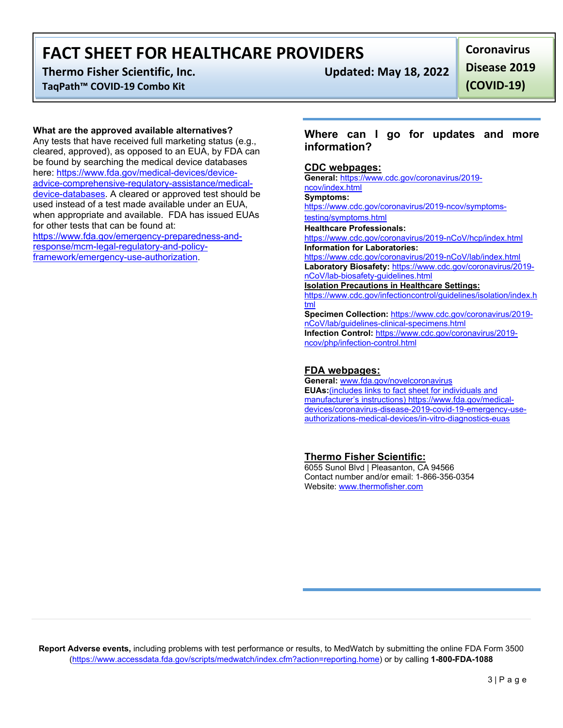**What are the approved available alternatives?**

Any tests that have received full marketing status (e.g., cleared, approved), as opposed to an EUA, by FDA can be found by searching the medical device databases here: https://www.fda.gov/medical-devices/device-advice-comprehensive-regulatory-assistance/medical-device-databases. A cleared or approved test should be used instead of a test made available under an EUA, when appropriate and available. FDA has issued EUAs for other tests that can be found at: https://www.fda.gov/emergency-preparedness-and-response/mcm-legal-regulatory-and-policy-framework/emergency-use-authorization.

## Where can I go for updates and more information?

### CDC webpages:

**General:** https://www.cdc.gov/coronavirus/2019-ncov/index.html
**Symptoms:** https://www.cdc.gov/coronavirus/2019-ncov/symptoms-testing/symptoms.html
**Healthcare Professionals:** https://www.cdc.gov/coronavirus/2019-nCoV/hcp/index.html
**Information for Laboratories:** https://www.cdc.gov/coronavirus/2019-nCoV/lab/index.html
**Laboratory Biosafety:** https://www.cdc.gov/coronavirus/2019-nCoV/lab-biosafety-guidelines.html
**Isolation Precautions in Healthcare Settings:** https://www.cdc.gov/infectioncontrol/guidelines/isolation/index.html
**Specimen Collection:** https://www.cdc.gov/coronavirus/2019-nCoV/lab/guidelines-clinical-specimens.html
**Infection Control:** https://www.cdc.gov/coronavirus/2019-ncov/php/infection-control.html

### FDA webpages:

**General:** www.fda.gov/novelcoronavirus
**EUAs:**(includes links to fact sheet for individuals and manufacturer's instructions) https://www.fda.gov/medical-devices/coronavirus-disease-2019-covid-19-emergency-use-authorizations-medical-devices/in-vitro-diagnostics-euas

### Thermo Fisher Scientific:

6055 Sunol Blvd | Pleasanton, CA 94566
Contact number and/or email: 1-866-356-0354
Website: www.thermofisher.com

**Report Adverse events,** including problems with test performance or results, to MedWatch by submitting the online FDA Form 3500 (https://www.accessdata.fda.gov/scripts/medwatch/index.cfm?action=reporting.home) or by calling **1-800-FDA-1088**